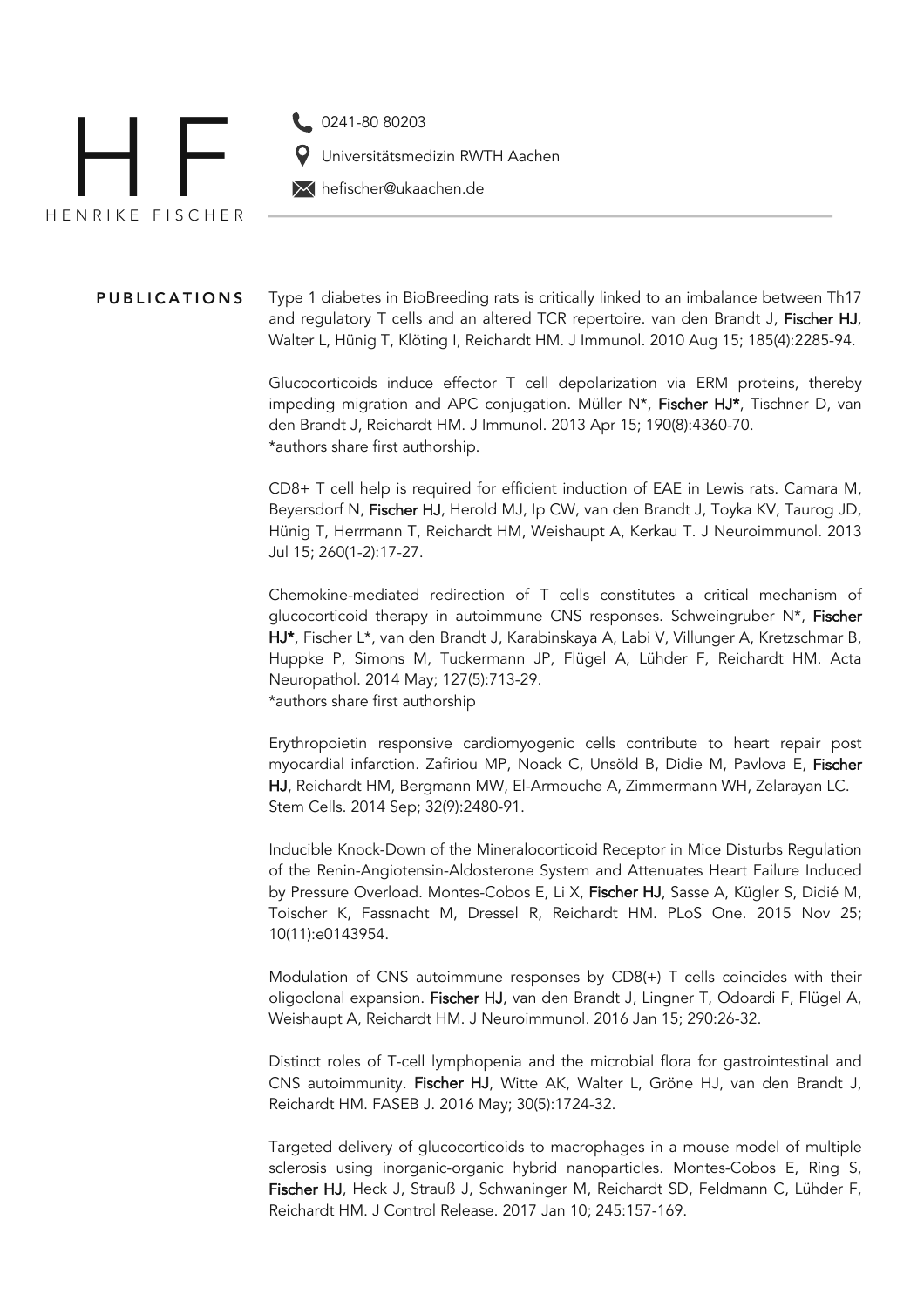# H F

HENRIKE FISCHER

0241-80 80203

Universitätsmedizin RWTH Aachen

hefischer@ukaachen.de

## PUBLICATIONS

Type 1 diabetes in BioBreeding rats is critically linked to an imbalance between Th17 and regulatory T cells and an altered TCR repertoire. van den Brandt J, **Fischer HJ**, Walter L, Hünig T, Klöting I, Reichardt HM. J Immunol. 2010 Aug 15; 185(4):2285-94.

Glucocorticoids induce effector T cell depolarization via ERM proteins, thereby impeding migration and APC conjugation. Müller N*, **Fischer HJ***, Tischner D, van den Brandt J, Reichardt HM. J Immunol. 2013 Apr 15; 190(8):4360-70.
*authors share first authorship.

CD8+ T cell help is required for efficient induction of EAE in Lewis rats. Camara M, Beyersdorf N, **Fischer HJ**, Herold MJ, Ip CW, van den Brandt J, Toyka KV, Taurog JD, Hünig T, Herrmann T, Reichardt HM, Weishaupt A, Kerkau T. J Neuroimmunol. 2013 Jul 15; 260(1-2):17-27.

Chemokine-mediated redirection of T cells constitutes a critical mechanism of glucocorticoid therapy in autoimmune CNS responses. Schweingruber N*, **Fischer HJ***, Fischer L*, van den Brandt J, Karabinskaya A, Labi V, Villunger A, Kretzschmar B, Huppke P, Simons M, Tuckermann JP, Flügel A, Lühder F, Reichardt HM. Acta Neuropathol. 2014 May; 127(5):713-29.
*authors share first authorship

Erythropoietin responsive cardiomyogenic cells contribute to heart repair post myocardial infarction. Zafiriou MP, Noack C, Unsöld B, Didie M, Pavlova E, **Fischer HJ**, Reichardt HM, Bergmann MW, El-Armouche A, Zimmermann WH, Zelarayan LC. Stem Cells. 2014 Sep; 32(9):2480-91.

Inducible Knock-Down of the Mineralocorticoid Receptor in Mice Disturbs Regulation of the Renin-Angiotensin-Aldosterone System and Attenuates Heart Failure Induced by Pressure Overload. Montes-Cobos E, Li X, **Fischer HJ**, Sasse A, Kügler S, Didié M, Toischer K, Fassnacht M, Dressel R, Reichardt HM. PLoS One. 2015 Nov 25; 10(11):e0143954.

Modulation of CNS autoimmune responses by CD8(+) T cells coincides with their oligoclonal expansion. **Fischer HJ**, van den Brandt J, Lingner T, Odoardi F, Flügel A, Weishaupt A, Reichardt HM. J Neuroimmunol. 2016 Jan 15; 290:26-32.

Distinct roles of T-cell lymphopenia and the microbial flora for gastrointestinal and CNS autoimmunity. **Fischer HJ**, Witte AK, Walter L, Gröne HJ, van den Brandt J, Reichardt HM. FASEB J. 2016 May; 30(5):1724-32.

Targeted delivery of glucocorticoids to macrophages in a mouse model of multiple sclerosis using inorganic-organic hybrid nanoparticles. Montes-Cobos E, Ring S, **Fischer HJ**, Heck J, Strauß J, Schwaninger M, Reichardt SD, Feldmann C, Lühder F, Reichardt HM. J Control Release. 2017 Jan 10; 245:157-169.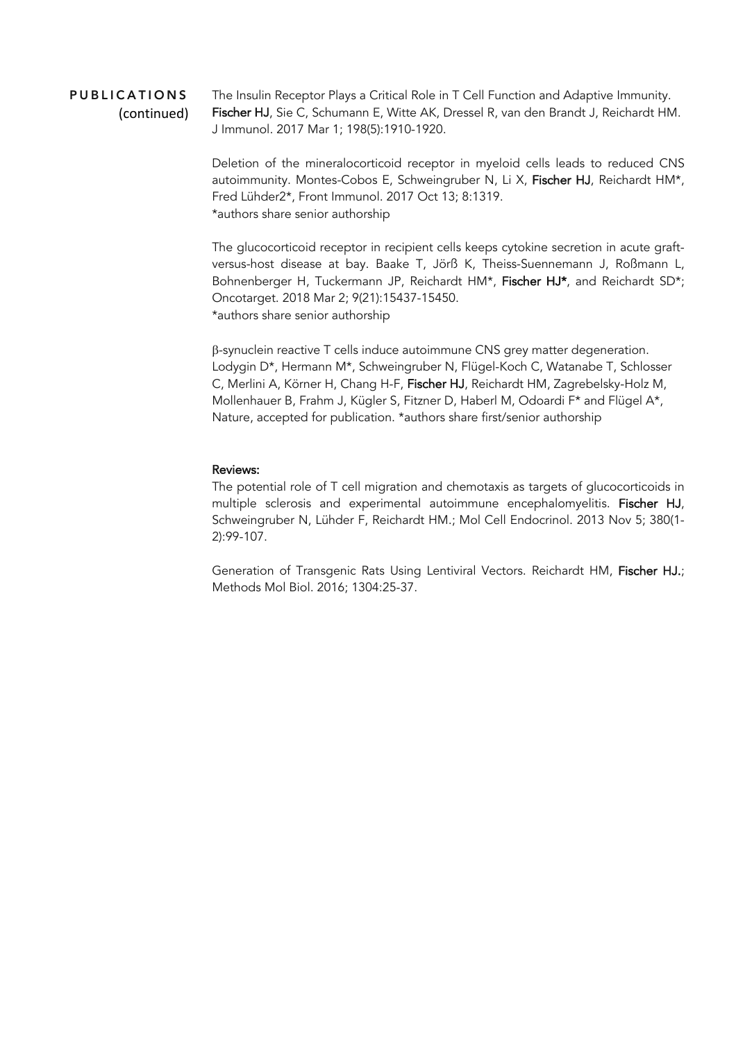**PUBLICATIONS** (continued)

The Insulin Receptor Plays a Critical Role in T Cell Function and Adaptive Immunity. **Fischer HJ**, Sie C, Schumann E, Witte AK, Dressel R, van den Brandt J, Reichardt HM. J Immunol. 2017 Mar 1; 198(5):1910-1920.

Deletion of the mineralocorticoid receptor in myeloid cells leads to reduced CNS autoimmunity. Montes-Cobos E, Schweingruber N, Li X, **Fischer HJ**, Reichardt HM*, Fred Lühder2*, Front Immunol. 2017 Oct 13; 8:1319.
*authors share senior authorship

The glucocorticoid receptor in recipient cells keeps cytokine secretion in acute graft-versus-host disease at bay. Baake T, Jörß K, Theiss-Suennemann J, Roßmann L, Bohnenberger H, Tuckermann JP, Reichardt HM*, **Fischer HJ***, and Reichardt SD*; Oncotarget. 2018 Mar 2; 9(21):15437-15450.
*authors share senior authorship

β-synuclein reactive T cells induce autoimmune CNS grey matter degeneration. Lodygin D*, Hermann M*, Schweingruber N, Flügel-Koch C, Watanabe T, Schlosser C, Merlini A, Körner H, Chang H-F, **Fischer HJ**, Reichardt HM, Zagrebelsky-Holz M, Mollenhauer B, Frahm J, Kügler S, Fitzner D, Haberl M, Odoardi F* and Flügel A*, Nature, accepted for publication. *authors share first/senior authorship

**Reviews:**

The potential role of T cell migration and chemotaxis as targets of glucocorticoids in multiple sclerosis and experimental autoimmune encephalomyelitis. **Fischer HJ**, Schweingruber N, Lühder F, Reichardt HM.; Mol Cell Endocrinol. 2013 Nov 5; 380(1-2):99-107.

Generation of Transgenic Rats Using Lentiviral Vectors. Reichardt HM, **Fischer HJ.**; Methods Mol Biol. 2016; 1304:25-37.